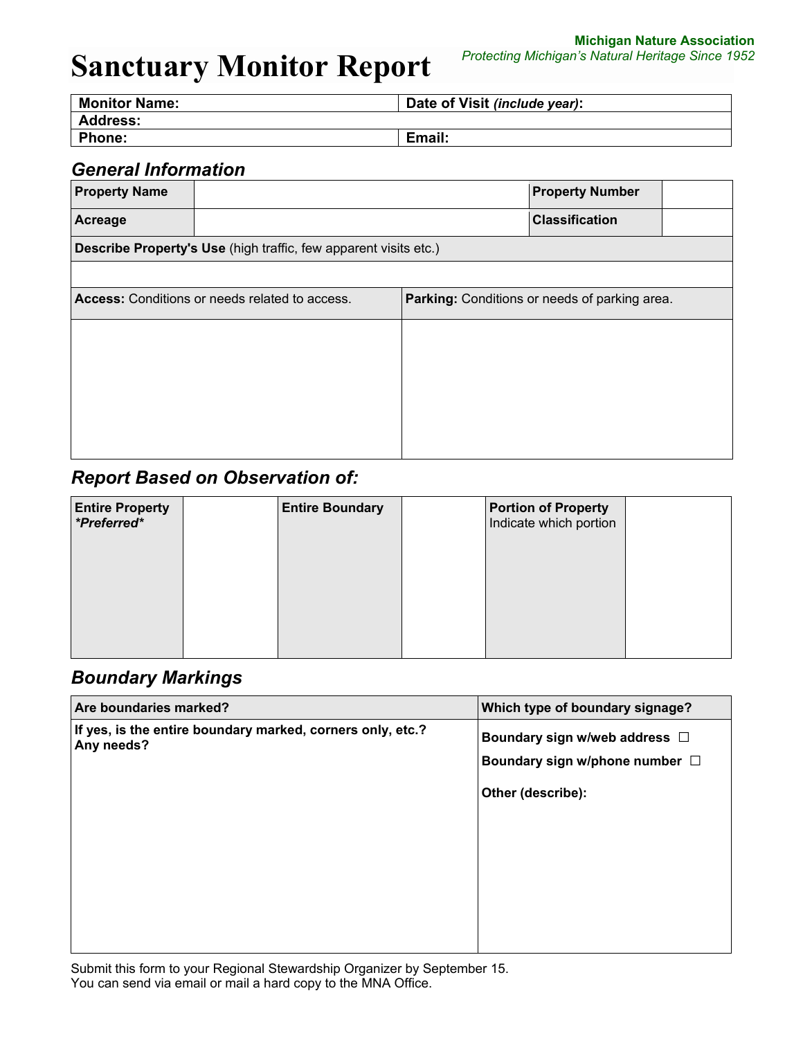Michigan Nature Association
*Protecting Michigan's Natural Heritage Since 1952*

# Sanctuary Monitor Report

| **Monitor Name:** | **Date of Visit *(include year)*:** |
|---|---|
| **Address:** | |
| **Phone:** | **Email:** |

## *General Information*

| **Property Name** | | **Property Number** | |
|---|---|---|---|
| **Acreage** | | **Classification** | |
| **Describe Property's Use** (high traffic, few apparent visits etc.) | | | |
| | | | |

| **Access:** Conditions or needs related to access. | **Parking:** Conditions or needs of parking area. |
|---|---|
| | |

## *Report Based on Observation of:*

| **Entire Property** ***Preferred*** | | **Entire Boundary** | | **Portion of Property** Indicate which portion | |
|---|---|---|---|---|---|
| | | | | | |

## *Boundary Markings*

| **Are boundaries marked?** | **Which type of boundary signage?** |
|---|---|
| **If yes, is the entire boundary marked, corners only, etc.? Any needs?** | **Boundary sign w/web address** ☐ <br> **Boundary sign w/phone number** ☐ <br> **Other (describe):** |

Submit this form to your Regional Stewardship Organizer by September 15.
You can send via email or mail a hard copy to the MNA Office.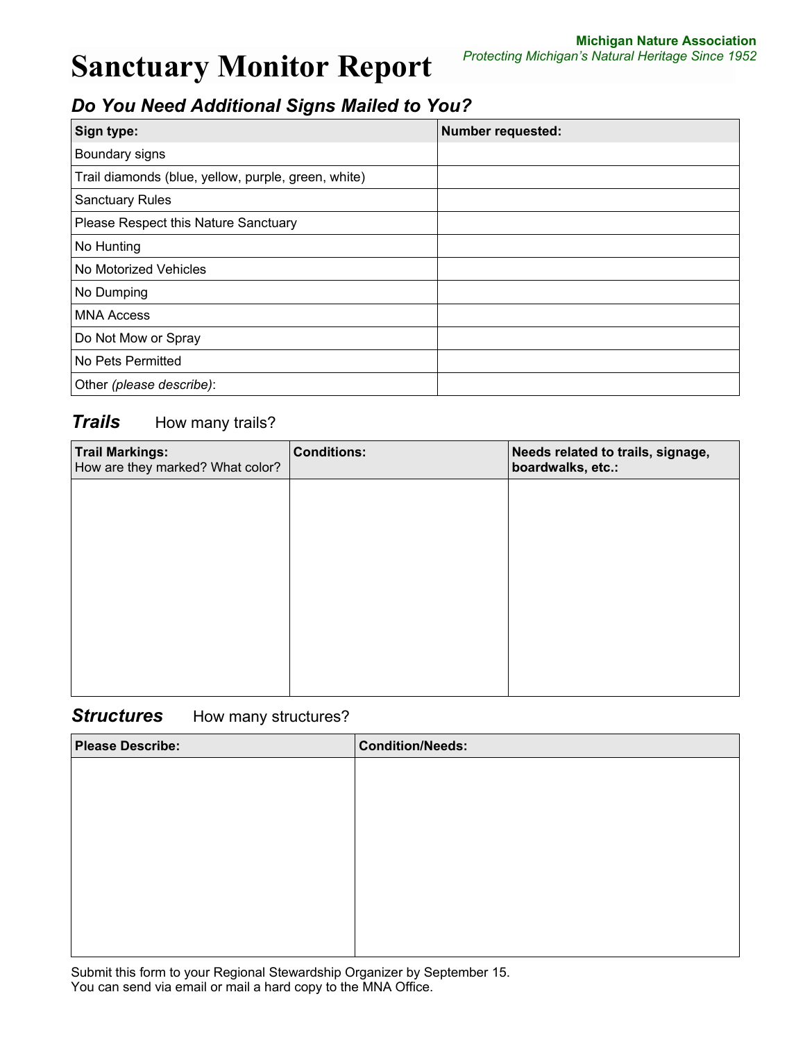Michigan Nature Association
*Protecting Michigan's Natural Heritage Since 1952*

# Sanctuary Monitor Report

## *Do You Need Additional Signs Mailed to You?*

| Sign type: | Number requested: |
|---|---|
| Boundary signs | |
| Trail diamonds (blue, yellow, purple, green, white) | |
| Sanctuary Rules | |
| Please Respect this Nature Sanctuary | |
| No Hunting | |
| No Motorized Vehicles | |
| No Dumping | |
| MNA Access | |
| Do Not Mow or Spray | |
| No Pets Permitted | |
| Other *(please describe)*: | |

## *Trails* How many trails?

| **Trail Markings:** How are they marked? What color? | **Conditions:** | **Needs related to trails, signage, boardwalks, etc.:** |
|---|---|---|
| | | |

## *Structures* How many structures?

| **Please Describe:** | **Condition/Needs:** |
|---|---|
| | |

Submit this form to your Regional Stewardship Organizer by September 15.
You can send via email or mail a hard copy to the MNA Office.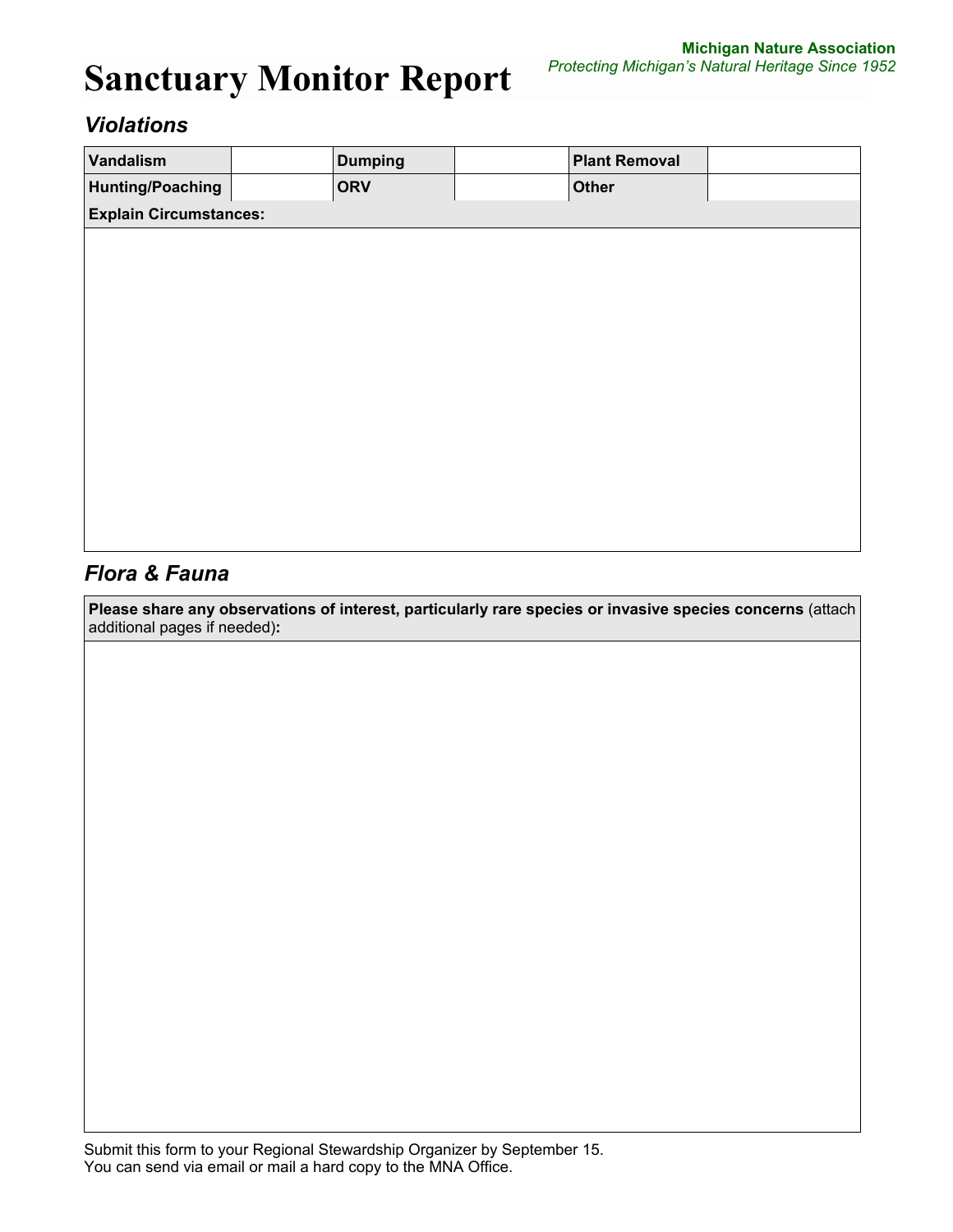**Michigan Nature Association**
*Protecting Michigan's Natural Heritage Since 1952*

# Sanctuary Monitor Report

## *Violations*

| **Vandalism** | | **Dumping** | | **Plant Removal** | |
|---|---|---|---|---|---|
| **Hunting/Poaching** | | **ORV** | | **Other** | |

**Explain Circumstances:**

## *Flora & Fauna*

**Please share any observations of interest, particularly rare species or invasive species concerns** (attach additional pages if needed)**:**

Submit this form to your Regional Stewardship Organizer by September 15.
You can send via email or mail a hard copy to the MNA Office.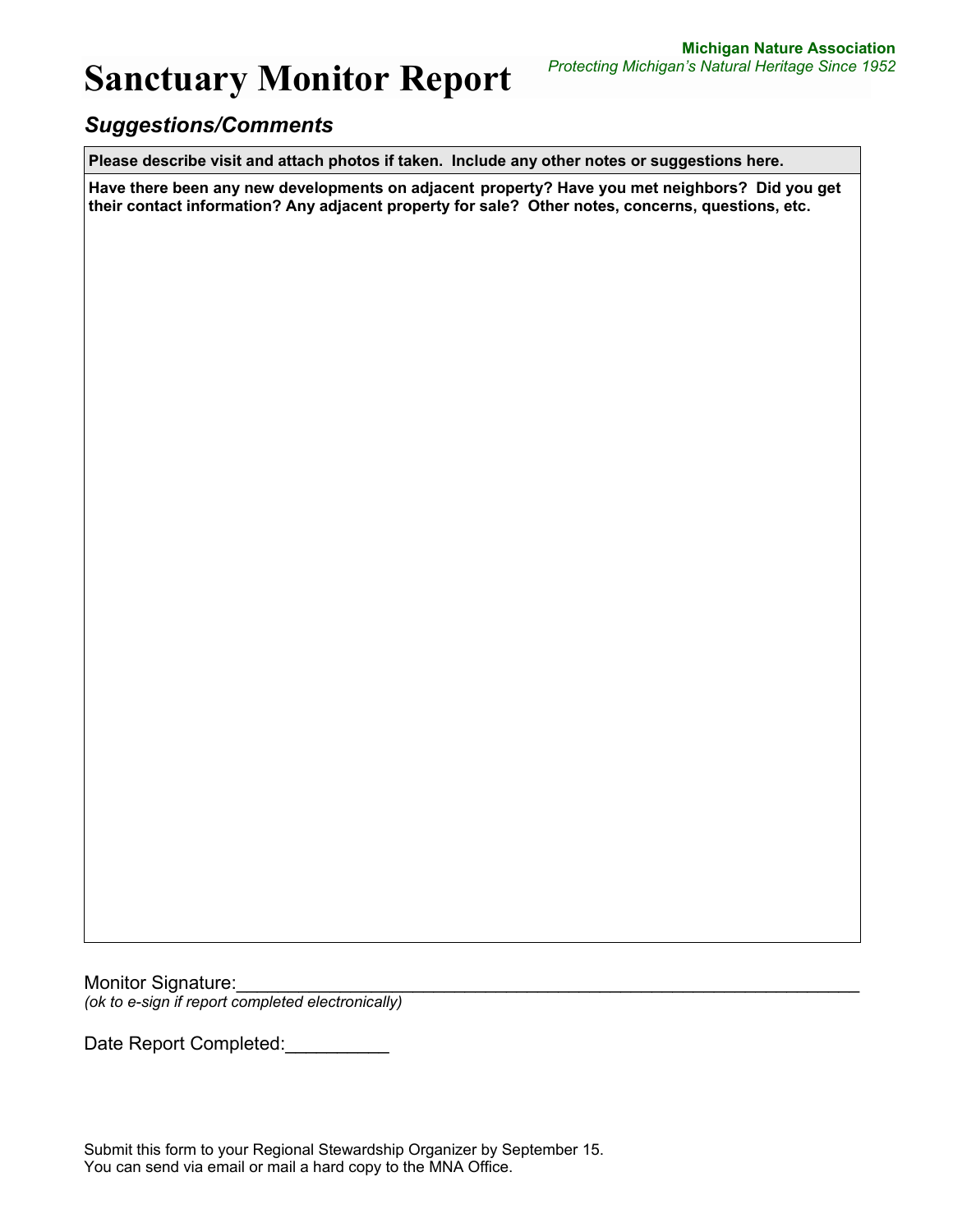**Michigan Nature Association**
*Protecting Michigan's Natural Heritage Since 1952*

# Sanctuary Monitor Report

## *Suggestions/Comments*

| **Please describe visit and attach photos if taken. Include any other notes or suggestions here.** |
|---|
| **Have there been any new developments on adjacent property? Have you met neighbors? Did you get their contact information? Any adjacent property for sale? Other notes, concerns, questions, etc.** |

Monitor Signature:______________________________________________________________
*(ok to e-sign if report completed electronically)*

Date Report Completed:__________

Submit this form to your Regional Stewardship Organizer by September 15.
You can send via email or mail a hard copy to the MNA Office.